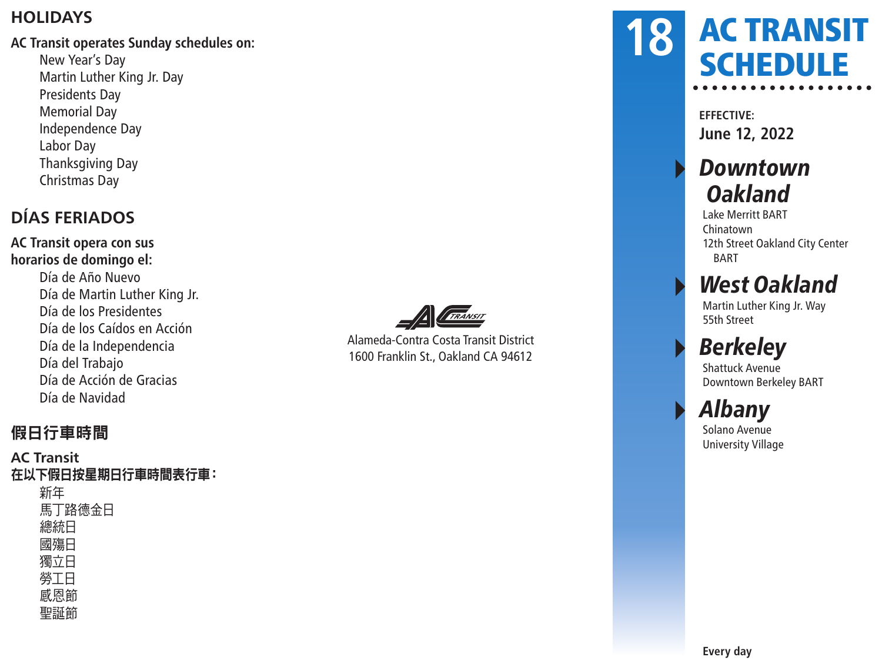## HOLIDAYS

**AC Transit operates Sunday schedules on:**

- New Year's Day
- Martin Luther King Jr. Day
- Presidents Day
- Memorial Day
- Independence Day
- Labor Day
- Thanksgiving Day
- Christmas Day

## DÍAS FERIADOS

**AC Transit opera con sus horarios de domingo el:**

- Día de Año Nuevo
- Día de Martin Luther King Jr.
- Día de los Presidentes
- Día de los Caídos en Acción
- Día de la Independencia
- Día del Trabajo
- Día de Acción de Gracias
- Día de Navidad

## 假日行車時間

**AC Transit 在以下假日按星期日行車時間表行車：**

- 新年
- 馬丁路德金日
- 總統日
- 國殤日
- 獨立日
- 勞工日
- 感恩節
- 聖誕節

Alameda-Contra Costa Transit District
1600 Franklin St., Oakland CA 94612

# 18 AC TRANSIT SCHEDULE

**EFFECTIVE:**
**June 12, 2022**

### *Downtown Oakland*
Lake Merritt BART
Chinatown
12th Street Oakland City Center BART

### *West Oakland*
Martin Luther King Jr. Way
55th Street

### *Berkeley*
Shattuck Avenue
Downtown Berkeley BART

### *Albany*
Solano Avenue
University Village

**Every day**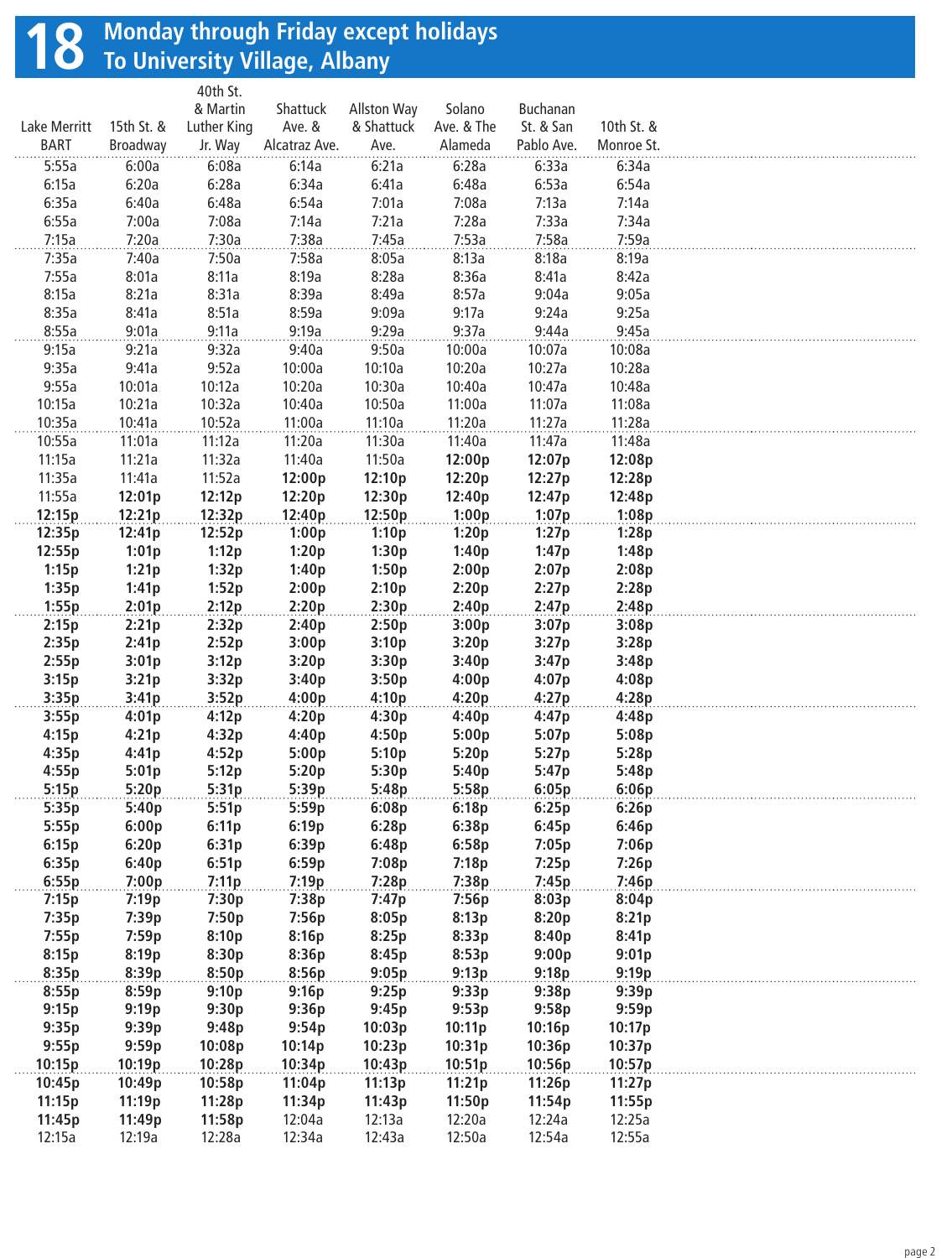# 18 Monday through Friday except holidays
## To University Village, Albany

| Lake Merritt BART | 15th St. & Broadway | 40th St. & Martin Luther King Jr. Way | Shattuck Ave. & Alcatraz Ave. | Allston Way & Shattuck Ave. | Solano Ave. & The Alameda | Buchanan St. & San Pablo Ave. | 10th St. & Monroe St. |
|---|---|---|---|---|---|---|---|
| 5:55a | 6:00a | 6:08a | 6:14a | 6:21a | 6:28a | 6:33a | 6:34a |
| 6:15a | 6:20a | 6:28a | 6:34a | 6:41a | 6:48a | 6:53a | 6:54a |
| 6:35a | 6:40a | 6:48a | 6:54a | 7:01a | 7:08a | 7:13a | 7:14a |
| 6:55a | 7:00a | 7:08a | 7:14a | 7:21a | 7:28a | 7:33a | 7:34a |
| 7:15a | 7:20a | 7:30a | 7:38a | 7:45a | 7:53a | 7:58a | 7:59a |
| 7:35a | 7:40a | 7:50a | 7:58a | 8:05a | 8:13a | 8:18a | 8:19a |
| 7:55a | 8:01a | 8:11a | 8:19a | 8:28a | 8:36a | 8:41a | 8:42a |
| 8:15a | 8:21a | 8:31a | 8:39a | 8:49a | 8:57a | 9:04a | 9:05a |
| 8:35a | 8:41a | 8:51a | 8:59a | 9:09a | 9:17a | 9:24a | 9:25a |
| 8:55a | 9:01a | 9:11a | 9:19a | 9:29a | 9:37a | 9:44a | 9:45a |
| 9:15a | 9:21a | 9:32a | 9:40a | 9:50a | 10:00a | 10:07a | 10:08a |
| 9:35a | 9:41a | 9:52a | 10:00a | 10:10a | 10:20a | 10:27a | 10:28a |
| 9:55a | 10:01a | 10:12a | 10:20a | 10:30a | 10:40a | 10:47a | 10:48a |
| 10:15a | 10:21a | 10:32a | 10:40a | 10:50a | 11:00a | 11:07a | 11:08a |
| 10:35a | 10:41a | 10:52a | 11:00a | 11:10a | 11:20a | 11:27a | 11:28a |
| 10:55a | 11:01a | 11:12a | 11:20a | 11:30a | 11:40a | 11:47a | 11:48a |
| 11:15a | 11:21a | 11:32a | 11:40a | 11:50a | **12:00p** | **12:07p** | **12:08p** |
| 11:35a | 11:41a | 11:52a | **12:00p** | **12:10p** | **12:20p** | **12:27p** | **12:28p** |
| 11:55a | **12:01p** | **12:12p** | **12:20p** | **12:30p** | **12:40p** | **12:47p** | **12:48p** |
| **12:15p** | **12:21p** | **12:32p** | **12:40p** | **12:50p** | **1:00p** | **1:07p** | **1:08p** |
| **12:35p** | **12:41p** | **12:52p** | **1:00p** | **1:10p** | **1:20p** | **1:27p** | **1:28p** |
| **12:55p** | **1:01p** | **1:12p** | **1:20p** | **1:30p** | **1:40p** | **1:47p** | **1:48p** |
| **1:15p** | **1:21p** | **1:32p** | **1:40p** | **1:50p** | **2:00p** | **2:07p** | **2:08p** |
| **1:35p** | **1:41p** | **1:52p** | **2:00p** | **2:10p** | **2:20p** | **2:27p** | **2:28p** |
| **1:55p** | **2:01p** | **2:12p** | **2:20p** | **2:30p** | **2:40p** | **2:47p** | **2:48p** |
| **2:15p** | **2:21p** | **2:32p** | **2:40p** | **2:50p** | **3:00p** | **3:07p** | **3:08p** |
| **2:35p** | **2:41p** | **2:52p** | **3:00p** | **3:10p** | **3:20p** | **3:27p** | **3:28p** |
| **2:55p** | **3:01p** | **3:12p** | **3:20p** | **3:30p** | **3:40p** | **3:47p** | **3:48p** |
| **3:15p** | **3:21p** | **3:32p** | **3:40p** | **3:50p** | **4:00p** | **4:07p** | **4:08p** |
| **3:35p** | **3:41p** | **3:52p** | **4:00p** | **4:10p** | **4:20p** | **4:27p** | **4:28p** |
| **3:55p** | **4:01p** | **4:12p** | **4:20p** | **4:30p** | **4:40p** | **4:47p** | **4:48p** |
| **4:15p** | **4:21p** | **4:32p** | **4:40p** | **4:50p** | **5:00p** | **5:07p** | **5:08p** |
| **4:35p** | **4:41p** | **4:52p** | **5:00p** | **5:10p** | **5:20p** | **5:27p** | **5:28p** |
| **4:55p** | **5:01p** | **5:12p** | **5:20p** | **5:30p** | **5:40p** | **5:47p** | **5:48p** |
| **5:15p** | **5:20p** | **5:31p** | **5:39p** | **5:48p** | **5:58p** | **6:05p** | **6:06p** |
| **5:35p** | **5:40p** | **5:51p** | **5:59p** | **6:08p** | **6:18p** | **6:25p** | **6:26p** |
| **5:55p** | **6:00p** | **6:11p** | **6:19p** | **6:28p** | **6:38p** | **6:45p** | **6:46p** |
| **6:15p** | **6:20p** | **6:31p** | **6:39p** | **6:48p** | **6:58p** | **7:05p** | **7:06p** |
| **6:35p** | **6:40p** | **6:51p** | **6:59p** | **7:08p** | **7:18p** | **7:25p** | **7:26p** |
| **6:55p** | **7:00p** | **7:11p** | **7:19p** | **7:28p** | **7:38p** | **7:45p** | **7:46p** |
| **7:15p** | **7:19p** | **7:30p** | **7:38p** | **7:47p** | **7:56p** | **8:03p** | **8:04p** |
| **7:35p** | **7:39p** | **7:50p** | **7:56p** | **8:05p** | **8:13p** | **8:20p** | **8:21p** |
| **7:55p** | **7:59p** | **8:10p** | **8:16p** | **8:25p** | **8:33p** | **8:40p** | **8:41p** |
| **8:15p** | **8:19p** | **8:30p** | **8:36p** | **8:45p** | **8:53p** | **9:00p** | **9:01p** |
| **8:35p** | **8:39p** | **8:50p** | **8:56p** | **9:05p** | **9:13p** | **9:18p** | **9:19p** |
| **8:55p** | **8:59p** | **9:10p** | **9:16p** | **9:25p** | **9:33p** | **9:38p** | **9:39p** |
| **9:15p** | **9:19p** | **9:30p** | **9:36p** | **9:45p** | **9:53p** | **9:58p** | **9:59p** |
| **9:35p** | **9:39p** | **9:48p** | **9:54p** | **10:03p** | **10:11p** | **10:16p** | **10:17p** |
| **9:55p** | **9:59p** | **10:08p** | **10:14p** | **10:23p** | **10:31p** | **10:36p** | **10:37p** |
| **10:15p** | **10:19p** | **10:28p** | **10:34p** | **10:43p** | **10:51p** | **10:56p** | **10:57p** |
| **10:45p** | **10:49p** | **10:58p** | **11:04p** | **11:13p** | **11:21p** | **11:26p** | **11:27p** |
| **11:15p** | **11:19p** | **11:28p** | **11:34p** | **11:43p** | **11:50p** | **11:54p** | **11:55p** |
| **11:45p** | **11:49p** | **11:58p** | 12:04a | 12:13a | 12:20a | 12:24a | 12:25a |
| 12:15a | 12:19a | 12:28a | 12:34a | 12:43a | 12:50a | 12:54a | 12:55a |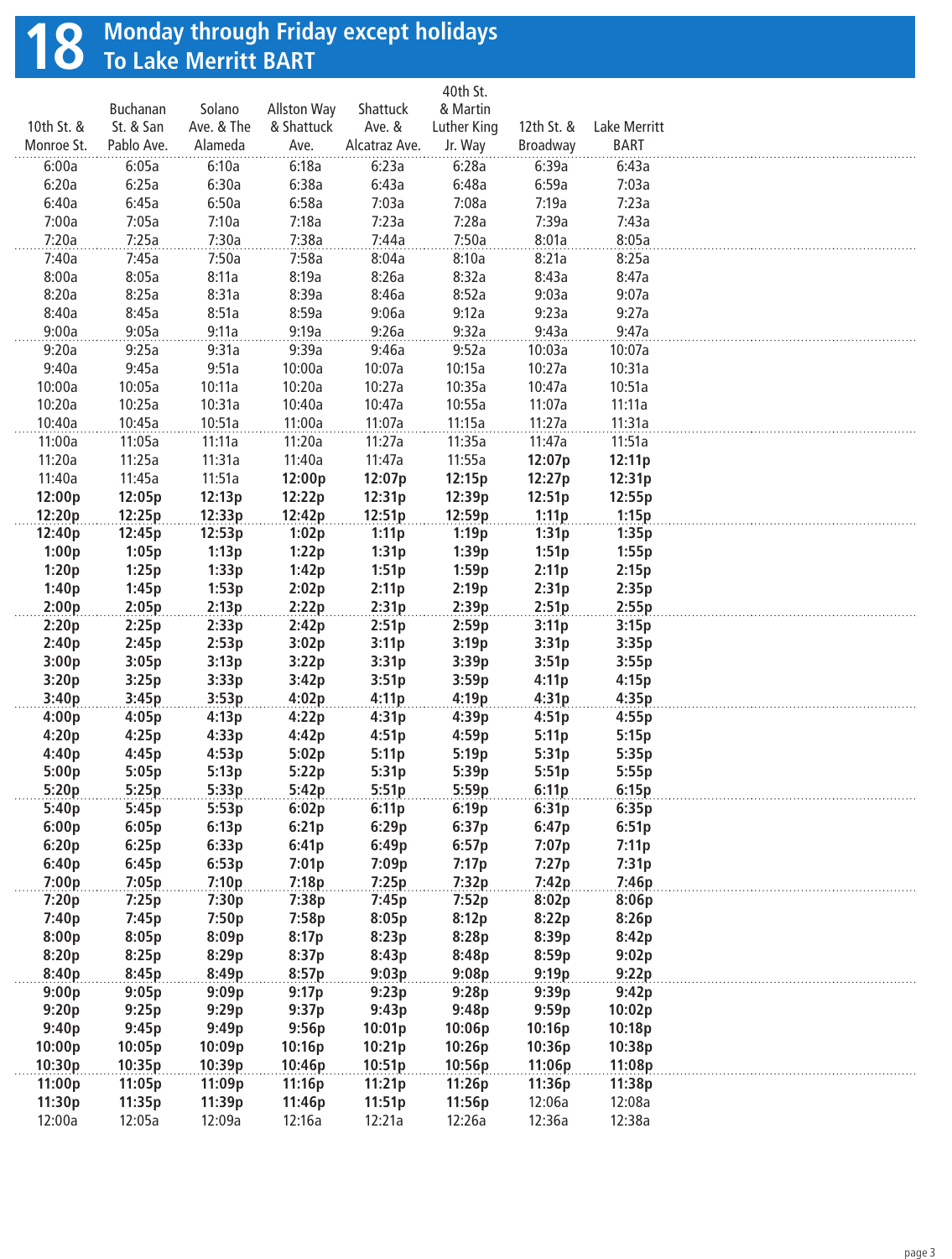# 18 Monday through Friday except holidays
## To Lake Merritt BART

| 10th St. & Monroe St. | Buchanan St. & San Pablo Ave. | Solano Ave. & The Alameda | Allston Way & Shattuck Ave. | Shattuck Ave. & Alcatraz Ave. | 40th St. & Martin Luther King Jr. Way | 12th St. & Broadway | Lake Merritt BART |
|---|---|---|---|---|---|---|---|
| 6:00a | 6:05a | 6:10a | 6:18a | 6:23a | 6:28a | 6:39a | 6:43a |
| 6:20a | 6:25a | 6:30a | 6:38a | 6:43a | 6:48a | 6:59a | 7:03a |
| 6:40a | 6:45a | 6:50a | 6:58a | 7:03a | 7:08a | 7:19a | 7:23a |
| 7:00a | 7:05a | 7:10a | 7:18a | 7:23a | 7:28a | 7:39a | 7:43a |
| 7:20a | 7:25a | 7:30a | 7:38a | 7:44a | 7:50a | 8:01a | 8:05a |
| 7:40a | 7:45a | 7:50a | 7:58a | 8:04a | 8:10a | 8:21a | 8:25a |
| 8:00a | 8:05a | 8:11a | 8:19a | 8:26a | 8:32a | 8:43a | 8:47a |
| 8:20a | 8:25a | 8:31a | 8:39a | 8:46a | 8:52a | 9:03a | 9:07a |
| 8:40a | 8:45a | 8:51a | 8:59a | 9:06a | 9:12a | 9:23a | 9:27a |
| 9:00a | 9:05a | 9:11a | 9:19a | 9:26a | 9:32a | 9:43a | 9:47a |
| 9:20a | 9:25a | 9:31a | 9:39a | 9:46a | 9:52a | 10:03a | 10:07a |
| 9:40a | 9:45a | 9:51a | 10:00a | 10:07a | 10:15a | 10:27a | 10:31a |
| 10:00a | 10:05a | 10:11a | 10:20a | 10:27a | 10:35a | 10:47a | 10:51a |
| 10:20a | 10:25a | 10:31a | 10:40a | 10:47a | 10:55a | 11:07a | 11:11a |
| 10:40a | 10:45a | 10:51a | 11:00a | 11:07a | 11:15a | 11:27a | 11:31a |
| 11:00a | 11:05a | 11:11a | 11:20a | 11:27a | 11:35a | 11:47a | 11:51a |
| 11:20a | 11:25a | 11:31a | 11:40a | 11:47a | 11:55a | **12:07p** | **12:11p** |
| 11:40a | 11:45a | 11:51a | **12:00p** | **12:07p** | **12:15p** | **12:27p** | **12:31p** |
| **12:00p** | **12:05p** | **12:13p** | **12:22p** | **12:31p** | **12:39p** | **12:51p** | **12:55p** |
| **12:20p** | **12:25p** | **12:33p** | **12:42p** | **12:51p** | **12:59p** | **1:11p** | **1:15p** |
| **12:40p** | **12:45p** | **12:53p** | **1:02p** | **1:11p** | **1:19p** | **1:31p** | **1:35p** |
| **1:00p** | **1:05p** | **1:13p** | **1:22p** | **1:31p** | **1:39p** | **1:51p** | **1:55p** |
| **1:20p** | **1:25p** | **1:33p** | **1:42p** | **1:51p** | **1:59p** | **2:11p** | **2:15p** |
| **1:40p** | **1:45p** | **1:53p** | **2:02p** | **2:11p** | **2:19p** | **2:31p** | **2:35p** |
| **2:00p** | **2:05p** | **2:13p** | **2:22p** | **2:31p** | **2:39p** | **2:51p** | **2:55p** |
| **2:20p** | **2:25p** | **2:33p** | **2:42p** | **2:51p** | **2:59p** | **3:11p** | **3:15p** |
| **2:40p** | **2:45p** | **2:53p** | **3:02p** | **3:11p** | **3:19p** | **3:31p** | **3:35p** |
| **3:00p** | **3:05p** | **3:13p** | **3:22p** | **3:31p** | **3:39p** | **3:51p** | **3:55p** |
| **3:20p** | **3:25p** | **3:33p** | **3:42p** | **3:51p** | **3:59p** | **4:11p** | **4:15p** |
| **3:40p** | **3:45p** | **3:53p** | **4:02p** | **4:11p** | **4:19p** | **4:31p** | **4:35p** |
| **4:00p** | **4:05p** | **4:13p** | **4:22p** | **4:31p** | **4:39p** | **4:51p** | **4:55p** |
| **4:20p** | **4:25p** | **4:33p** | **4:42p** | **4:51p** | **4:59p** | **5:11p** | **5:15p** |
| **4:40p** | **4:45p** | **4:53p** | **5:02p** | **5:11p** | **5:19p** | **5:31p** | **5:35p** |
| **5:00p** | **5:05p** | **5:13p** | **5:22p** | **5:31p** | **5:39p** | **5:51p** | **5:55p** |
| **5:20p** | **5:25p** | **5:33p** | **5:42p** | **5:51p** | **5:59p** | **6:11p** | **6:15p** |
| **5:40p** | **5:45p** | **5:53p** | **6:02p** | **6:11p** | **6:19p** | **6:31p** | **6:35p** |
| **6:00p** | **6:05p** | **6:13p** | **6:21p** | **6:29p** | **6:37p** | **6:47p** | **6:51p** |
| **6:20p** | **6:25p** | **6:33p** | **6:41p** | **6:49p** | **6:57p** | **7:07p** | **7:11p** |
| **6:40p** | **6:45p** | **6:53p** | **7:01p** | **7:09p** | **7:17p** | **7:27p** | **7:31p** |
| **7:00p** | **7:05p** | **7:10p** | **7:18p** | **7:25p** | **7:32p** | **7:42p** | **7:46p** |
| **7:20p** | **7:25p** | **7:30p** | **7:38p** | **7:45p** | **7:52p** | **8:02p** | **8:06p** |
| **7:40p** | **7:45p** | **7:50p** | **7:58p** | **8:05p** | **8:12p** | **8:22p** | **8:26p** |
| **8:00p** | **8:05p** | **8:09p** | **8:17p** | **8:23p** | **8:28p** | **8:39p** | **8:42p** |
| **8:20p** | **8:25p** | **8:29p** | **8:37p** | **8:43p** | **8:48p** | **8:59p** | **9:02p** |
| **8:40p** | **8:45p** | **8:49p** | **8:57p** | **9:03p** | **9:08p** | **9:19p** | **9:22p** |
| **9:00p** | **9:05p** | **9:09p** | **9:17p** | **9:23p** | **9:28p** | **9:39p** | **9:42p** |
| **9:20p** | **9:25p** | **9:29p** | **9:37p** | **9:43p** | **9:48p** | **9:59p** | **10:02p** |
| **9:40p** | **9:45p** | **9:49p** | **9:56p** | **10:01p** | **10:06p** | **10:16p** | **10:18p** |
| **10:00p** | **10:05p** | **10:09p** | **10:16p** | **10:21p** | **10:26p** | **10:36p** | **10:38p** |
| **10:30p** | **10:35p** | **10:39p** | **10:46p** | **10:51p** | **10:56p** | **11:06p** | **11:08p** |
| **11:00p** | **11:05p** | **11:09p** | **11:16p** | **11:21p** | **11:26p** | **11:36p** | **11:38p** |
| **11:30p** | **11:35p** | **11:39p** | **11:46p** | **11:51p** | **11:56p** | 12:06a | 12:08a |
| 12:00a | 12:05a | 12:09a | 12:16a | 12:21a | 12:26a | 12:36a | 12:38a |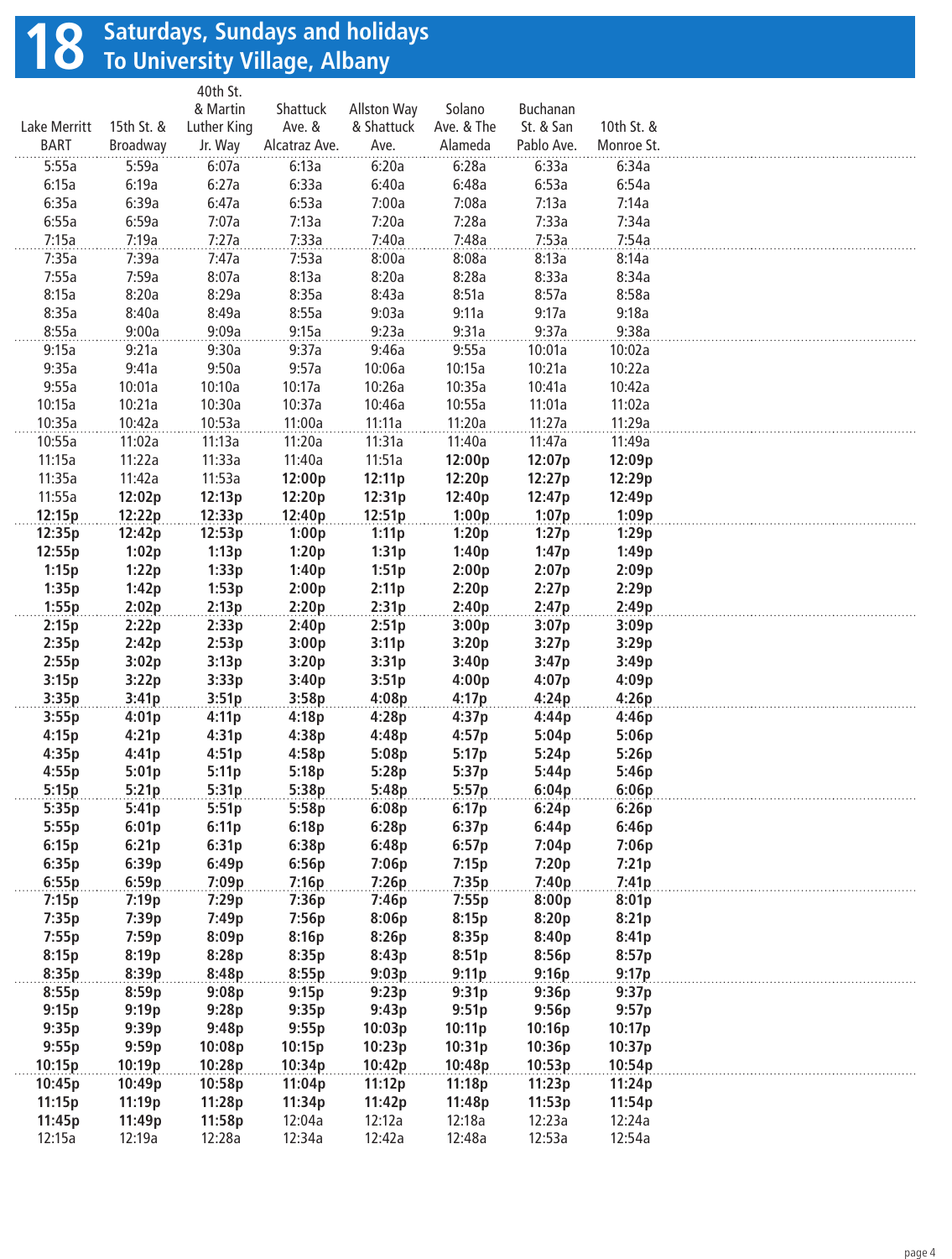# 18 Saturdays, Sundays and holidays
## To University Village, Albany

| Lake Merritt BART | 15th St. & Broadway | 40th St. & Martin Luther King Jr. Way | Shattuck Ave. & Alcatraz Ave. | Allston Way & Shattuck Ave. | Solano Ave. & The Alameda | Buchanan St. & San Pablo Ave. | 10th St. & Monroe St. |
|---|---|---|---|---|---|---|---|
| 5:55a | 5:59a | 6:07a | 6:13a | 6:20a | 6:28a | 6:33a | 6:34a |
| 6:15a | 6:19a | 6:27a | 6:33a | 6:40a | 6:48a | 6:53a | 6:54a |
| 6:35a | 6:39a | 6:47a | 6:53a | 7:00a | 7:08a | 7:13a | 7:14a |
| 6:55a | 6:59a | 7:07a | 7:13a | 7:20a | 7:28a | 7:33a | 7:34a |
| 7:15a | 7:19a | 7:27a | 7:33a | 7:40a | 7:48a | 7:53a | 7:54a |
| 7:35a | 7:39a | 7:47a | 7:53a | 8:00a | 8:08a | 8:13a | 8:14a |
| 7:55a | 7:59a | 8:07a | 8:13a | 8:20a | 8:28a | 8:33a | 8:34a |
| 8:15a | 8:20a | 8:29a | 8:35a | 8:43a | 8:51a | 8:57a | 8:58a |
| 8:35a | 8:40a | 8:49a | 8:55a | 9:03a | 9:11a | 9:17a | 9:18a |
| 8:55a | 9:00a | 9:09a | 9:15a | 9:23a | 9:31a | 9:37a | 9:38a |
| 9:15a | 9:21a | 9:30a | 9:37a | 9:46a | 9:55a | 10:01a | 10:02a |
| 9:35a | 9:41a | 9:50a | 9:57a | 10:06a | 10:15a | 10:21a | 10:22a |
| 9:55a | 10:01a | 10:10a | 10:17a | 10:26a | 10:35a | 10:41a | 10:42a |
| 10:15a | 10:21a | 10:30a | 10:37a | 10:46a | 10:55a | 11:01a | 11:02a |
| 10:35a | 10:42a | 10:53a | 11:00a | 11:11a | 11:20a | 11:27a | 11:29a |
| 10:55a | 11:02a | 11:13a | 11:20a | 11:31a | 11:40a | 11:47a | 11:49a |
| 11:15a | 11:22a | 11:33a | 11:40a | 11:51a | **12:00p** | **12:07p** | **12:09p** |
| 11:35a | 11:42a | 11:53a | **12:00p** | **12:11p** | **12:20p** | **12:27p** | **12:29p** |
| 11:55a | **12:02p** | **12:13p** | **12:20p** | **12:31p** | **12:40p** | **12:47p** | **12:49p** |
| **12:15p** | **12:22p** | **12:33p** | **12:40p** | **12:51p** | **1:00p** | **1:07p** | **1:09p** |
| **12:35p** | **12:42p** | **12:53p** | **1:00p** | **1:11p** | **1:20p** | **1:27p** | **1:29p** |
| **12:55p** | **1:02p** | **1:13p** | **1:20p** | **1:31p** | **1:40p** | **1:47p** | **1:49p** |
| **1:15p** | **1:22p** | **1:33p** | **1:40p** | **1:51p** | **2:00p** | **2:07p** | **2:09p** |
| **1:35p** | **1:42p** | **1:53p** | **2:00p** | **2:11p** | **2:20p** | **2:27p** | **2:29p** |
| **1:55p** | **2:02p** | **2:13p** | **2:20p** | **2:31p** | **2:40p** | **2:47p** | **2:49p** |
| **2:15p** | **2:22p** | **2:33p** | **2:40p** | **2:51p** | **3:00p** | **3:07p** | **3:09p** |
| **2:35p** | **2:42p** | **2:53p** | **3:00p** | **3:11p** | **3:20p** | **3:27p** | **3:29p** |
| **2:55p** | **3:02p** | **3:13p** | **3:20p** | **3:31p** | **3:40p** | **3:47p** | **3:49p** |
| **3:15p** | **3:22p** | **3:33p** | **3:40p** | **3:51p** | **4:00p** | **4:07p** | **4:09p** |
| **3:35p** | **3:41p** | **3:51p** | **3:58p** | **4:08p** | **4:17p** | **4:24p** | **4:26p** |
| **3:55p** | **4:01p** | **4:11p** | **4:18p** | **4:28p** | **4:37p** | **4:44p** | **4:46p** |
| **4:15p** | **4:21p** | **4:31p** | **4:38p** | **4:48p** | **4:57p** | **5:04p** | **5:06p** |
| **4:35p** | **4:41p** | **4:51p** | **4:58p** | **5:08p** | **5:17p** | **5:24p** | **5:26p** |
| **4:55p** | **5:01p** | **5:11p** | **5:18p** | **5:28p** | **5:37p** | **5:44p** | **5:46p** |
| **5:15p** | **5:21p** | **5:31p** | **5:38p** | **5:48p** | **5:57p** | **6:04p** | **6:06p** |
| **5:35p** | **5:41p** | **5:51p** | **5:58p** | **6:08p** | **6:17p** | **6:24p** | **6:26p** |
| **5:55p** | **6:01p** | **6:11p** | **6:18p** | **6:28p** | **6:37p** | **6:44p** | **6:46p** |
| **6:15p** | **6:21p** | **6:31p** | **6:38p** | **6:48p** | **6:57p** | **7:04p** | **7:06p** |
| **6:35p** | **6:39p** | **6:49p** | **6:56p** | **7:06p** | **7:15p** | **7:20p** | **7:21p** |
| **6:55p** | **6:59p** | **7:09p** | **7:16p** | **7:26p** | **7:35p** | **7:40p** | **7:41p** |
| **7:15p** | **7:19p** | **7:29p** | **7:36p** | **7:46p** | **7:55p** | **8:00p** | **8:01p** |
| **7:35p** | **7:39p** | **7:49p** | **7:56p** | **8:06p** | **8:15p** | **8:20p** | **8:21p** |
| **7:55p** | **7:59p** | **8:09p** | **8:16p** | **8:26p** | **8:35p** | **8:40p** | **8:41p** |
| **8:15p** | **8:19p** | **8:28p** | **8:35p** | **8:43p** | **8:51p** | **8:56p** | **8:57p** |
| **8:35p** | **8:39p** | **8:48p** | **8:55p** | **9:03p** | **9:11p** | **9:16p** | **9:17p** |
| **8:55p** | **8:59p** | **9:08p** | **9:15p** | **9:23p** | **9:31p** | **9:36p** | **9:37p** |
| **9:15p** | **9:19p** | **9:28p** | **9:35p** | **9:43p** | **9:51p** | **9:56p** | **9:57p** |
| **9:35p** | **9:39p** | **9:48p** | **9:55p** | **10:03p** | **10:11p** | **10:16p** | **10:17p** |
| **9:55p** | **9:59p** | **10:08p** | **10:15p** | **10:23p** | **10:31p** | **10:36p** | **10:37p** |
| **10:15p** | **10:19p** | **10:28p** | **10:34p** | **10:42p** | **10:48p** | **10:53p** | **10:54p** |
| **10:45p** | **10:49p** | **10:58p** | **11:04p** | **11:12p** | **11:18p** | **11:23p** | **11:24p** |
| **11:15p** | **11:19p** | **11:28p** | **11:34p** | **11:42p** | **11:48p** | **11:53p** | **11:54p** |
| **11:45p** | **11:49p** | **11:58p** | 12:04a | 12:12a | 12:18a | 12:23a | 12:24a |
| 12:15a | 12:19a | 12:28a | 12:34a | 12:42a | 12:48a | 12:53a | 12:54a |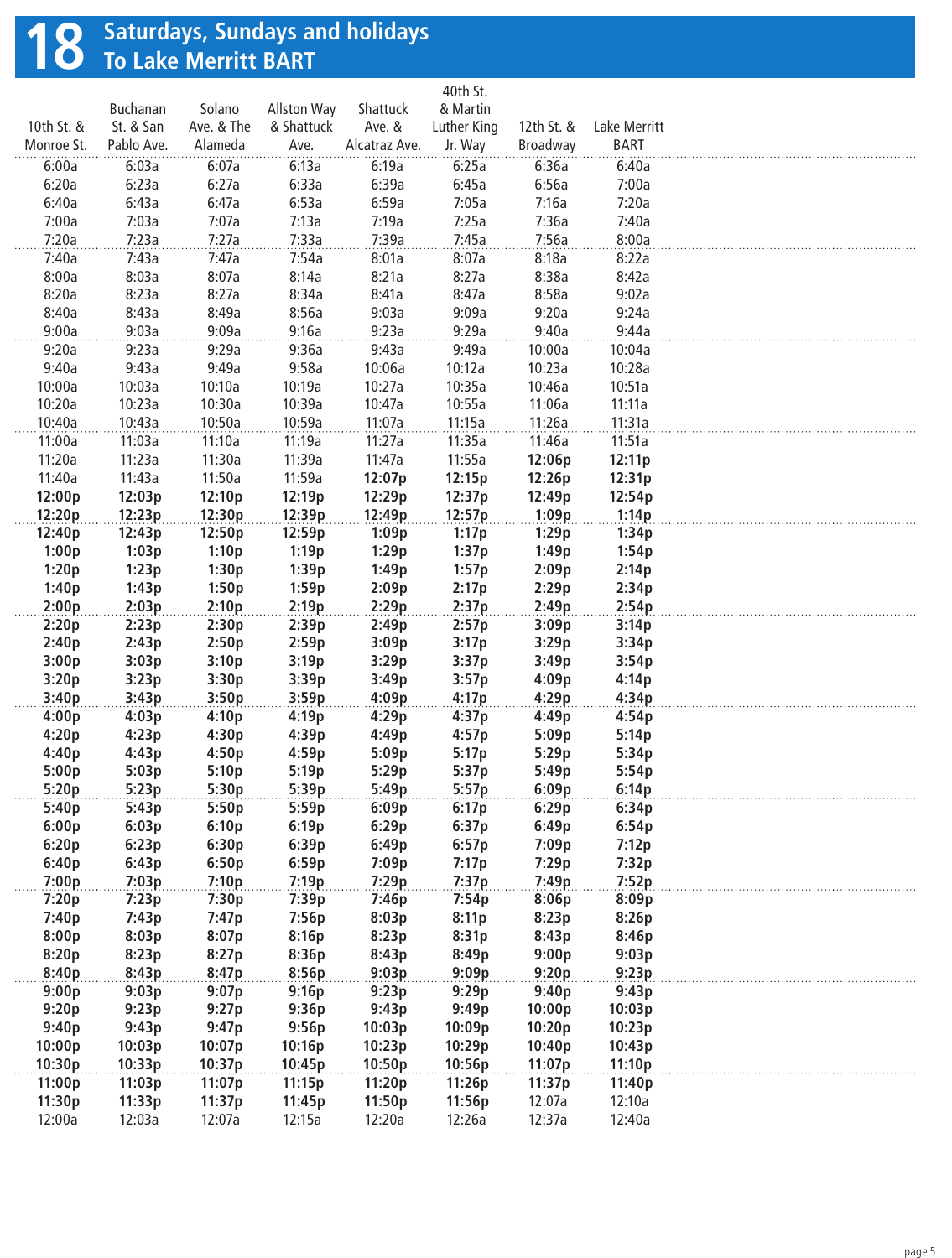# 18 Saturdays, Sundays and holidays
## To Lake Merritt BART

| 10th St. & Monroe St. | Buchanan St. & San Pablo Ave. | Solano Ave. & The Alameda | Allston Way & Shattuck Ave. | Shattuck Ave. & Alcatraz Ave. | 40th St. & Martin Luther King Jr. Way | 12th St. & Broadway | Lake Merritt BART |
|---|---|---|---|---|---|---|---|
| 6:00a | 6:03a | 6:07a | 6:13a | 6:19a | 6:25a | 6:36a | 6:40a |
| 6:20a | 6:23a | 6:27a | 6:33a | 6:39a | 6:45a | 6:56a | 7:00a |
| 6:40a | 6:43a | 6:47a | 6:53a | 6:59a | 7:05a | 7:16a | 7:20a |
| 7:00a | 7:03a | 7:07a | 7:13a | 7:19a | 7:25a | 7:36a | 7:40a |
| 7:20a | 7:23a | 7:27a | 7:33a | 7:39a | 7:45a | 7:56a | 8:00a |
| 7:40a | 7:43a | 7:47a | 7:54a | 8:01a | 8:07a | 8:18a | 8:22a |
| 8:00a | 8:03a | 8:07a | 8:14a | 8:21a | 8:27a | 8:38a | 8:42a |
| 8:20a | 8:23a | 8:27a | 8:34a | 8:41a | 8:47a | 8:58a | 9:02a |
| 8:40a | 8:43a | 8:49a | 8:56a | 9:03a | 9:09a | 9:20a | 9:24a |
| 9:00a | 9:03a | 9:09a | 9:16a | 9:23a | 9:29a | 9:40a | 9:44a |
| 9:20a | 9:23a | 9:29a | 9:36a | 9:43a | 9:49a | 10:00a | 10:04a |
| 9:40a | 9:43a | 9:49a | 9:58a | 10:06a | 10:12a | 10:23a | 10:28a |
| 10:00a | 10:03a | 10:10a | 10:19a | 10:27a | 10:35a | 10:46a | 10:51a |
| 10:20a | 10:23a | 10:30a | 10:39a | 10:47a | 10:55a | 11:06a | 11:11a |
| 10:40a | 10:43a | 10:50a | 10:59a | 11:07a | 11:15a | 11:26a | 11:31a |
| 11:00a | 11:03a | 11:10a | 11:19a | 11:27a | 11:35a | 11:46a | 11:51a |
| 11:20a | 11:23a | 11:30a | 11:39a | 11:47a | 11:55a | **12:06p** | **12:11p** |
| 11:40a | 11:43a | 11:50a | 11:59a | **12:07p** | **12:15p** | **12:26p** | **12:31p** |
| **12:00p** | **12:03p** | **12:10p** | **12:19p** | **12:29p** | **12:37p** | **12:49p** | **12:54p** |
| **12:20p** | **12:23p** | **12:30p** | **12:39p** | **12:49p** | **12:57p** | **1:09p** | **1:14p** |
| **12:40p** | **12:43p** | **12:50p** | **12:59p** | **1:09p** | **1:17p** | **1:29p** | **1:34p** |
| **1:00p** | **1:03p** | **1:10p** | **1:19p** | **1:29p** | **1:37p** | **1:49p** | **1:54p** |
| **1:20p** | **1:23p** | **1:30p** | **1:39p** | **1:49p** | **1:57p** | **2:09p** | **2:14p** |
| **1:40p** | **1:43p** | **1:50p** | **1:59p** | **2:09p** | **2:17p** | **2:29p** | **2:34p** |
| **2:00p** | **2:03p** | **2:10p** | **2:19p** | **2:29p** | **2:37p** | **2:49p** | **2:54p** |
| **2:20p** | **2:23p** | **2:30p** | **2:39p** | **2:49p** | **2:57p** | **3:09p** | **3:14p** |
| **2:40p** | **2:43p** | **2:50p** | **2:59p** | **3:09p** | **3:17p** | **3:29p** | **3:34p** |
| **3:00p** | **3:03p** | **3:10p** | **3:19p** | **3:29p** | **3:37p** | **3:49p** | **3:54p** |
| **3:20p** | **3:23p** | **3:30p** | **3:39p** | **3:49p** | **3:57p** | **4:09p** | **4:14p** |
| **3:40p** | **3:43p** | **3:50p** | **3:59p** | **4:09p** | **4:17p** | **4:29p** | **4:34p** |
| **4:00p** | **4:03p** | **4:10p** | **4:19p** | **4:29p** | **4:37p** | **4:49p** | **4:54p** |
| **4:20p** | **4:23p** | **4:30p** | **4:39p** | **4:49p** | **4:57p** | **5:09p** | **5:14p** |
| **4:40p** | **4:43p** | **4:50p** | **4:59p** | **5:09p** | **5:17p** | **5:29p** | **5:34p** |
| **5:00p** | **5:03p** | **5:10p** | **5:19p** | **5:29p** | **5:37p** | **5:49p** | **5:54p** |
| **5:20p** | **5:23p** | **5:30p** | **5:39p** | **5:49p** | **5:57p** | **6:09p** | **6:14p** |
| **5:40p** | **5:43p** | **5:50p** | **5:59p** | **6:09p** | **6:17p** | **6:29p** | **6:34p** |
| **6:00p** | **6:03p** | **6:10p** | **6:19p** | **6:29p** | **6:37p** | **6:49p** | **6:54p** |
| **6:20p** | **6:23p** | **6:30p** | **6:39p** | **6:49p** | **6:57p** | **7:09p** | **7:12p** |
| **6:40p** | **6:43p** | **6:50p** | **6:59p** | **7:09p** | **7:17p** | **7:29p** | **7:32p** |
| **7:00p** | **7:03p** | **7:10p** | **7:19p** | **7:29p** | **7:37p** | **7:49p** | **7:52p** |
| **7:20p** | **7:23p** | **7:30p** | **7:39p** | **7:46p** | **7:54p** | **8:06p** | **8:09p** |
| **7:40p** | **7:43p** | **7:47p** | **7:56p** | **8:03p** | **8:11p** | **8:23p** | **8:26p** |
| **8:00p** | **8:03p** | **8:07p** | **8:16p** | **8:23p** | **8:31p** | **8:43p** | **8:46p** |
| **8:20p** | **8:23p** | **8:27p** | **8:36p** | **8:43p** | **8:49p** | **9:00p** | **9:03p** |
| **8:40p** | **8:43p** | **8:47p** | **8:56p** | **9:03p** | **9:09p** | **9:20p** | **9:23p** |
| **9:00p** | **9:03p** | **9:07p** | **9:16p** | **9:23p** | **9:29p** | **9:40p** | **9:43p** |
| **9:20p** | **9:23p** | **9:27p** | **9:36p** | **9:43p** | **9:49p** | **10:00p** | **10:03p** |
| **9:40p** | **9:43p** | **9:47p** | **9:56p** | **10:03p** | **10:09p** | **10:20p** | **10:23p** |
| **10:00p** | **10:03p** | **10:07p** | **10:16p** | **10:23p** | **10:29p** | **10:40p** | **10:43p** |
| **10:30p** | **10:33p** | **10:37p** | **10:45p** | **10:50p** | **10:56p** | **11:07p** | **11:10p** |
| **11:00p** | **11:03p** | **11:07p** | **11:15p** | **11:20p** | **11:26p** | **11:37p** | **11:40p** |
| **11:30p** | **11:33p** | **11:37p** | **11:45p** | **11:50p** | **11:56p** | 12:07a | 12:10a |
| 12:00a | 12:03a | 12:07a | 12:15a | 12:20a | 12:26a | 12:37a | 12:40a |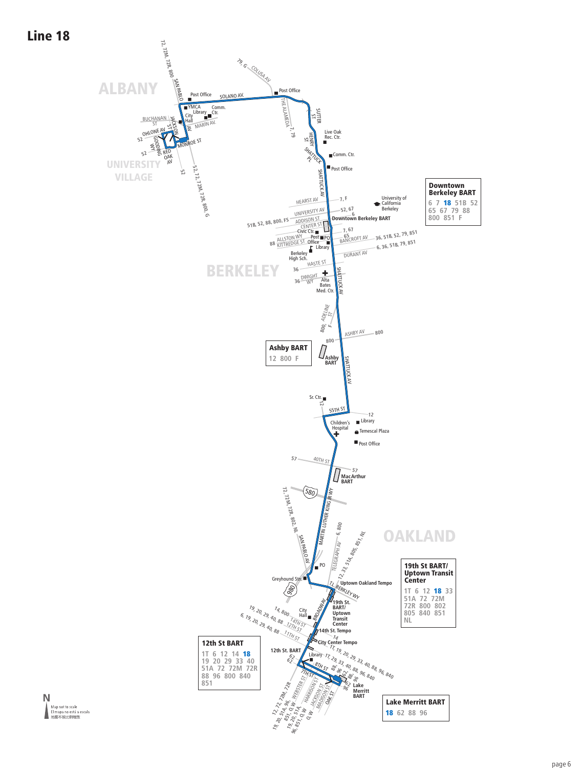# Line 18

**Downtown Berkeley BART**
6 7 **18** 51B 52 65 67 79 88 800 851 F

**Ashby BART**
12 800 F

**19th St BART/ Uptown Transit Center**
1T 6 12 **18** 33 51A 72 72M 72R 800 802 805 840 851 NL

**12th St BART**
1T 6 12 14 **18** 19 20 29 33 40 51A 72 72M 72R 88 96 800 840 851

**Lake Merritt BART**
**18** 62 88 96

ALBANY

UNIVERSITY VILLAGE

BERKELEY

OAKLAND

Map not to scale
El mapa no está a escala
地圖不按比例繪製